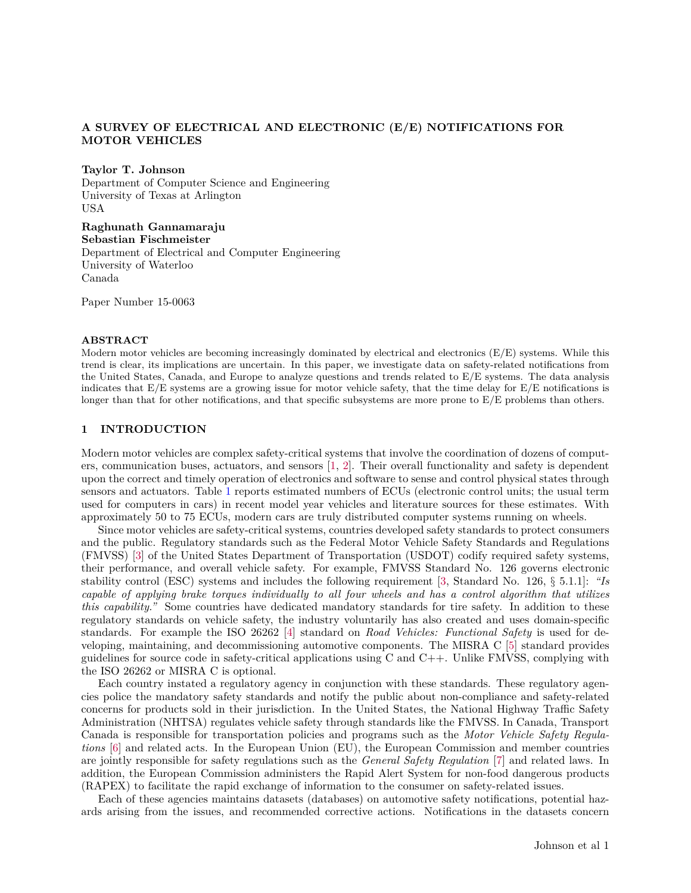# A SURVEY OF ELECTRICAL AND ELECTRONIC (E/E) NOTIFICATIONS FOR MOTOR VEHICLES

**Taylor T. Johnson**
Department of Computer Science and Engineering
University of Texas at Arlington
USA

**Raghunath Gannamaraju**
**Sebastian Fischmeister**
Department of Electrical and Computer Engineering
University of Waterloo
Canada

Paper Number 15-0063

## ABSTRACT

Modern motor vehicles are becoming increasingly dominated by electrical and electronics (E/E) systems. While this trend is clear, its implications are uncertain. In this paper, we investigate data on safety-related notifications from the United States, Canada, and Europe to analyze questions and trends related to E/E systems. The data analysis indicates that E/E systems are a growing issue for motor vehicle safety, that the time delay for E/E notifications is longer than that for other notifications, and that specific subsystems are more prone to E/E problems than others.

## 1 INTRODUCTION

Modern motor vehicles are complex safety-critical systems that involve the coordination of dozens of computers, communication buses, actuators, and sensors [1, 2]. Their overall functionality and safety is dependent upon the correct and timely operation of electronics and software to sense and control physical states through sensors and actuators. Table 1 reports estimated numbers of ECUs (electronic control units; the usual term used for computers in cars) in recent model year vehicles and literature sources for these estimates. With approximately 50 to 75 ECUs, modern cars are truly distributed computer systems running on wheels.

Since motor vehicles are safety-critical systems, countries developed safety standards to protect consumers and the public. Regulatory standards such as the Federal Motor Vehicle Safety Standards and Regulations (FMVSS) [3] of the United States Department of Transportation (USDOT) codify required safety systems, their performance, and overall vehicle safety. For example, FMVSS Standard No. 126 governs electronic stability control (ESC) systems and includes the following requirement [3, Standard No. 126, § 5.1.1]: *"Is capable of applying brake torques individually to all four wheels and has a control algorithm that utilizes this capability."* Some countries have dedicated mandatory standards for tire safety. In addition to these regulatory standards on vehicle safety, the industry voluntarily has also created and uses domain-specific standards. For example the ISO 26262 [4] standard on *Road Vehicles: Functional Safety* is used for developing, maintaining, and decommissioning automotive components. The MISRA C [5] standard provides guidelines for source code in safety-critical applications using C and C++. Unlike FMVSS, complying with the ISO 26262 or MISRA C is optional.

Each country instated a regulatory agency in conjunction with these standards. These regulatory agencies police the mandatory safety standards and notify the public about non-compliance and safety-related concerns for products sold in their jurisdiction. In the United States, the National Highway Traffic Safety Administration (NHTSA) regulates vehicle safety through standards like the FMVSS. In Canada, Transport Canada is responsible for transportation policies and programs such as the *Motor Vehicle Safety Regulations* [6] and related acts. In the European Union (EU), the European Commission and member countries are jointly responsible for safety regulations such as the *General Safety Regulation* [7] and related laws. In addition, the European Commission administers the Rapid Alert System for non-food dangerous products (RAPEX) to facilitate the rapid exchange of information to the consumer on safety-related issues.

Each of these agencies maintains datasets (databases) on automotive safety notifications, potential hazards arising from the issues, and recommended corrective actions. Notifications in the datasets concern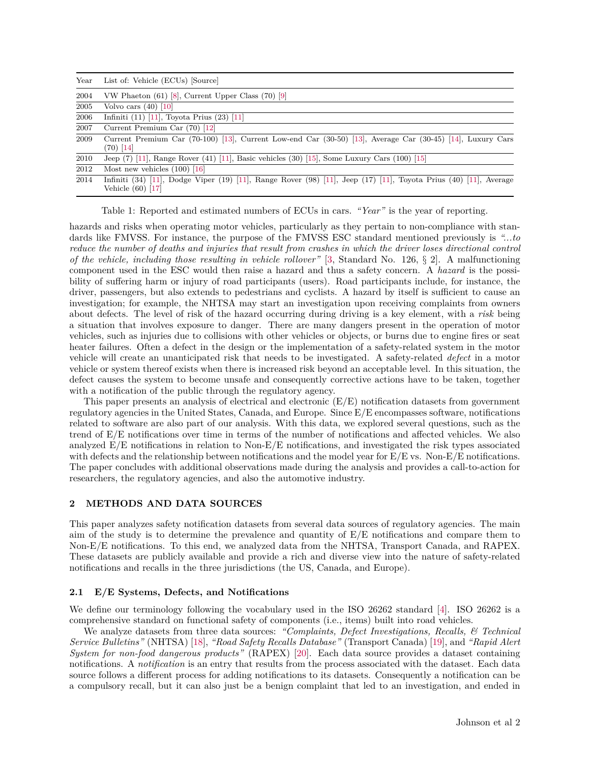| Year | List of: Vehicle (ECUs) [Source] |
|---|---|
| 2004 | VW Phaeton (61) [8], Current Upper Class (70) [9] |
| 2005 | Volvo cars (40) [10] |
| 2006 | Infiniti (11) [11], Toyota Prius (23) [11] |
| 2007 | Current Premium Car (70) [12] |
| 2009 | Current Premium Car (70-100) [13], Current Low-end Car (30-50) [13], Average Car (30-45) [14], Luxury Cars (70) [14] |
| 2010 | Jeep (7) [11], Range Rover (41) [11], Basic vehicles (30) [15], Some Luxury Cars (100) [15] |
| 2012 | Most new vehicles (100) [16] |
| 2014 | Infiniti (34) [11], Dodge Viper (19) [11], Range Rover (98) [11], Jeep (17) [11], Toyota Prius (40) [11], Average Vehicle (60) [17] |

Table 1: Reported and estimated numbers of ECUs in cars. *"Year"* is the year of reporting.

hazards and risks when operating motor vehicles, particularly as they pertain to non-compliance with standards like FMVSS. For instance, the purpose of the FMVSS ESC standard mentioned previously is *"...to reduce the number of deaths and injuries that result from crashes in which the driver loses directional control of the vehicle, including those resulting in vehicle rollover"* [3, Standard No. 126, § 2]. A malfunctioning component used in the ESC would then raise a hazard and thus a safety concern. A *hazard* is the possibility of suffering harm or injury of road participants (users). Road participants include, for instance, the driver, passengers, but also extends to pedestrians and cyclists. A hazard by itself is sufficient to cause an investigation; for example, the NHTSA may start an investigation upon receiving complaints from owners about defects. The level of risk of the hazard occurring during driving is a key element, with a *risk* being a situation that involves exposure to danger. There are many dangers present in the operation of motor vehicles, such as injuries due to collisions with other vehicles or objects, or burns due to engine fires or seat heater failures. Often a defect in the design or the implementation of a safety-related system in the motor vehicle will create an unanticipated risk that needs to be investigated. A safety-related *defect* in a motor vehicle or system thereof exists when there is increased risk beyond an acceptable level. In this situation, the defect causes the system to become unsafe and consequently corrective actions have to be taken, together with a notification of the public through the regulatory agency.

This paper presents an analysis of electrical and electronic (E/E) notification datasets from government regulatory agencies in the United States, Canada, and Europe. Since E/E encompasses software, notifications related to software are also part of our analysis. With this data, we explored several questions, such as the trend of E/E notifications over time in terms of the number of notifications and affected vehicles. We also analyzed E/E notifications in relation to Non-E/E notifications, and investigated the risk types associated with defects and the relationship between notifications and the model year for E/E vs. Non-E/E notifications. The paper concludes with additional observations made during the analysis and provides a call-to-action for researchers, the regulatory agencies, and also the automotive industry.

## 2 METHODS AND DATA SOURCES

This paper analyzes safety notification datasets from several data sources of regulatory agencies. The main aim of the study is to determine the prevalence and quantity of E/E notifications and compare them to Non-E/E notifications. To this end, we analyzed data from the NHTSA, Transport Canada, and RAPEX. These datasets are publicly available and provide a rich and diverse view into the nature of safety-related notifications and recalls in the three jurisdictions (the US, Canada, and Europe).

### 2.1 E/E Systems, Defects, and Notifications

We define our terminology following the vocabulary used in the ISO 26262 standard [4]. ISO 26262 is a comprehensive standard on functional safety of components (i.e., items) built into road vehicles.

We analyze datasets from three data sources: *"Complaints, Defect Investigations, Recalls, & Technical Service Bulletins"* (NHTSA) [18], *"Road Safety Recalls Database"* (Transport Canada) [19], and *"Rapid Alert System for non-food dangerous products"* (RAPEX) [20]. Each data source provides a dataset containing notifications. A *notification* is an entry that results from the process associated with the dataset. Each data source follows a different process for adding notifications to its datasets. Consequently a notification can be a compulsory recall, but it can also just be a benign complaint that led to an investigation, and ended in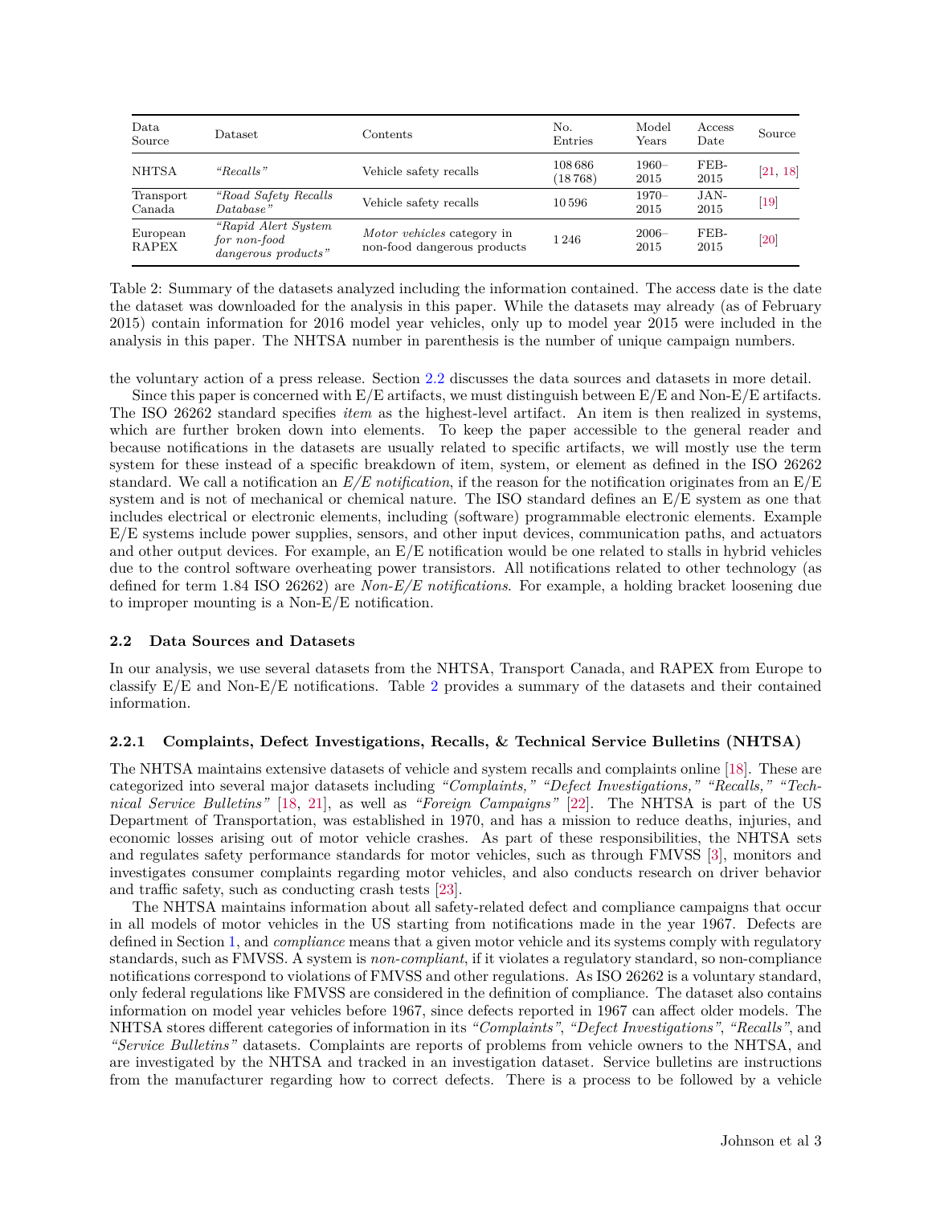| Data Source | Dataset | Contents | No. Entries | Model Years | Access Date | Source |
|---|---|---|---|---|---|---|
| NHTSA | *"Recalls"* | Vehicle safety recalls | 108 686 (18 768) | 1960–2015 | FEB-2015 | [21, 18] |
| Transport Canada | *"Road Safety Recalls Database"* | Vehicle safety recalls | 10 596 | 1970–2015 | JAN-2015 | [19] |
| European RAPEX | *"Rapid Alert System for non-food dangerous products"* | *Motor vehicles* category in non-food dangerous products | 1 246 | 2006–2015 | FEB-2015 | [20] |

Table 2: Summary of the datasets analyzed including the information contained. The access date is the date the dataset was downloaded for the analysis in this paper. While the datasets may already (as of February 2015) contain information for 2016 model year vehicles, only up to model year 2015 were included in the analysis in this paper. The NHTSA number in parenthesis is the number of unique campaign numbers.

the voluntary action of a press release. Section 2.2 discusses the data sources and datasets in more detail.

Since this paper is concerned with E/E artifacts, we must distinguish between E/E and Non-E/E artifacts. The ISO 26262 standard specifies *item* as the highest-level artifact. An item is then realized in systems, which are further broken down into elements. To keep the paper accessible to the general reader and because notifications in the datasets are usually related to specific artifacts, we will mostly use the term system for these instead of a specific breakdown of item, system, or element as defined in the ISO 26262 standard. We call a notification an *E/E notification*, if the reason for the notification originates from an E/E system and is not of mechanical or chemical nature. The ISO standard defines an E/E system as one that includes electrical or electronic elements, including (software) programmable electronic elements. Example E/E systems include power supplies, sensors, and other input devices, communication paths, and actuators and other output devices. For example, an E/E notification would be one related to stalls in hybrid vehicles due to the control software overheating power transistors. All notifications related to other technology (as defined for term 1.84 ISO 26262) are *Non-E/E notifications*. For example, a holding bracket loosening due to improper mounting is a Non-E/E notification.

### 2.2 Data Sources and Datasets

In our analysis, we use several datasets from the NHTSA, Transport Canada, and RAPEX from Europe to classify E/E and Non-E/E notifications. Table 2 provides a summary of the datasets and their contained information.

#### 2.2.1 Complaints, Defect Investigations, Recalls, & Technical Service Bulletins (NHTSA)

The NHTSA maintains extensive datasets of vehicle and system recalls and complaints online [18]. These are categorized into several major datasets including *"Complaints," "Defect Investigations," "Recalls," "Technical Service Bulletins"* [18, 21], as well as *"Foreign Campaigns"* [22]. The NHTSA is part of the US Department of Transportation, was established in 1970, and has a mission to reduce deaths, injuries, and economic losses arising out of motor vehicle crashes. As part of these responsibilities, the NHTSA sets and regulates safety performance standards for motor vehicles, such as through FMVSS [3], monitors and investigates consumer complaints regarding motor vehicles, and also conducts research on driver behavior and traffic safety, such as conducting crash tests [23].

The NHTSA maintains information about all safety-related defect and compliance campaigns that occur in all models of motor vehicles in the US starting from notifications made in the year 1967. Defects are defined in Section 1, and *compliance* means that a given motor vehicle and its systems comply with regulatory standards, such as FMVSS. A system is *non-compliant*, if it violates a regulatory standard, so non-compliance notifications correspond to violations of FMVSS and other regulations. As ISO 26262 is a voluntary standard, only federal regulations like FMVSS are considered in the definition of compliance. The dataset also contains information on model year vehicles before 1967, since defects reported in 1967 can affect older models. The NHTSA stores different categories of information in its *"Complaints"*, *"Defect Investigations"*, *"Recalls"*, and *"Service Bulletins"* datasets. Complaints are reports of problems from vehicle owners to the NHTSA, and are investigated by the NHTSA and tracked in an investigation dataset. Service bulletins are instructions from the manufacturer regarding how to correct defects. There is a process to be followed by a vehicle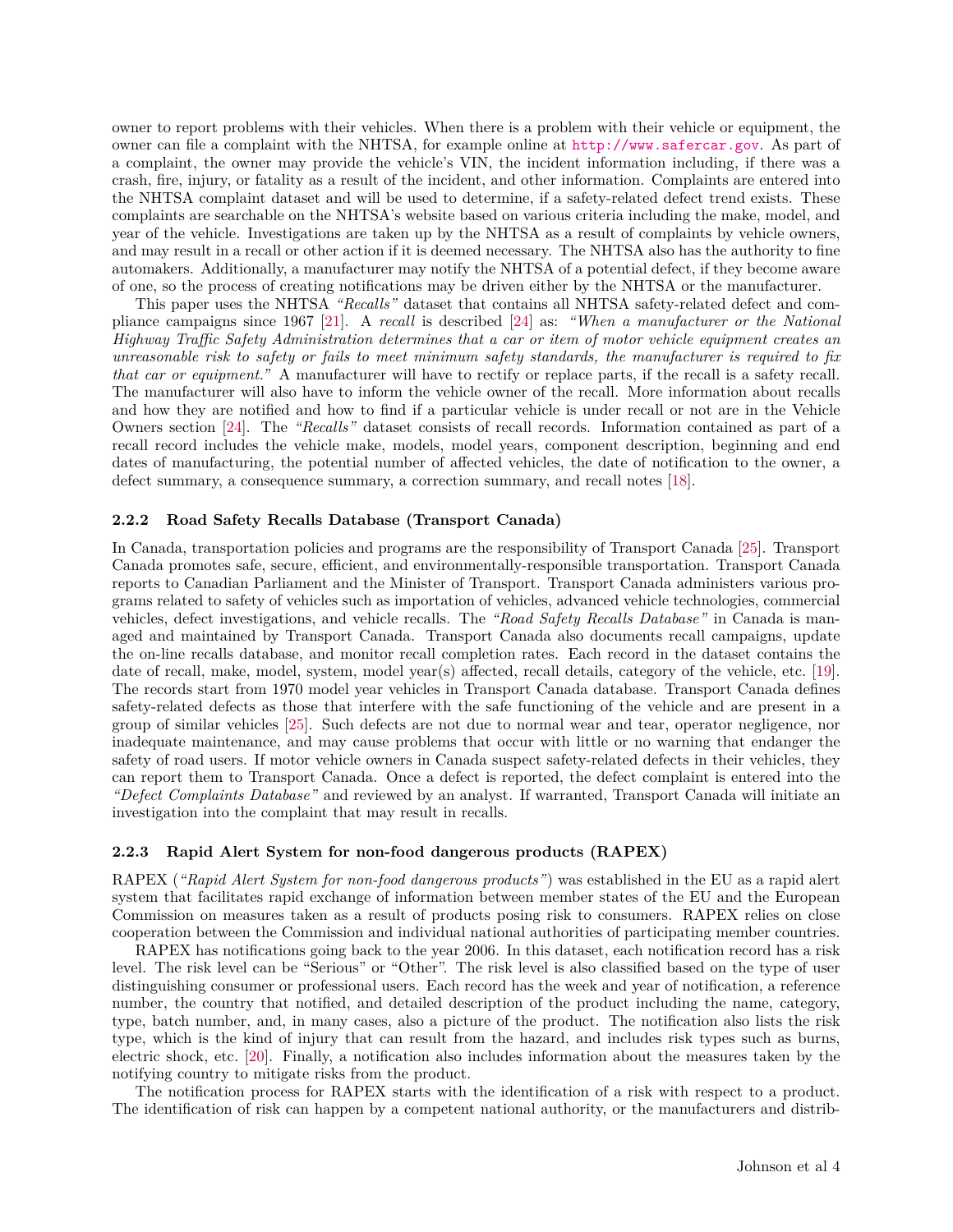owner to report problems with their vehicles. When there is a problem with their vehicle or equipment, the owner can file a complaint with the NHTSA, for example online at http://www.safercar.gov. As part of a complaint, the owner may provide the vehicle's VIN, the incident information including, if there was a crash, fire, injury, or fatality as a result of the incident, and other information. Complaints are entered into the NHTSA complaint dataset and will be used to determine, if a safety-related defect trend exists. These complaints are searchable on the NHTSA's website based on various criteria including the make, model, and year of the vehicle. Investigations are taken up by the NHTSA as a result of complaints by vehicle owners, and may result in a recall or other action if it is deemed necessary. The NHTSA also has the authority to fine automakers. Additionally, a manufacturer may notify the NHTSA of a potential defect, if they become aware of one, so the process of creating notifications may be driven either by the NHTSA or the manufacturer.

This paper uses the NHTSA *"Recalls"* dataset that contains all NHTSA safety-related defect and compliance campaigns since 1967 [21]. A *recall* is described [24] as: *"When a manufacturer or the National Highway Traffic Safety Administration determines that a car or item of motor vehicle equipment creates an unreasonable risk to safety or fails to meet minimum safety standards, the manufacturer is required to fix that car or equipment."* A manufacturer will have to rectify or replace parts, if the recall is a safety recall. The manufacturer will also have to inform the vehicle owner of the recall. More information about recalls and how they are notified and how to find if a particular vehicle is under recall or not are in the Vehicle Owners section [24]. The *"Recalls"* dataset consists of recall records. Information contained as part of a recall record includes the vehicle make, models, model years, component description, beginning and end dates of manufacturing, the potential number of affected vehicles, the date of notification to the owner, a defect summary, a consequence summary, a correction summary, and recall notes [18].

### 2.2.2 Road Safety Recalls Database (Transport Canada)

In Canada, transportation policies and programs are the responsibility of Transport Canada [25]. Transport Canada promotes safe, secure, efficient, and environmentally-responsible transportation. Transport Canada reports to Canadian Parliament and the Minister of Transport. Transport Canada administers various programs related to safety of vehicles such as importation of vehicles, advanced vehicle technologies, commercial vehicles, defect investigations, and vehicle recalls. The *"Road Safety Recalls Database"* in Canada is managed and maintained by Transport Canada. Transport Canada also documents recall campaigns, update the on-line recalls database, and monitor recall completion rates. Each record in the dataset contains the date of recall, make, model, system, model year(s) affected, recall details, category of the vehicle, etc. [19]. The records start from 1970 model year vehicles in Transport Canada database. Transport Canada defines safety-related defects as those that interfere with the safe functioning of the vehicle and are present in a group of similar vehicles [25]. Such defects are not due to normal wear and tear, operator negligence, nor inadequate maintenance, and may cause problems that occur with little or no warning that endanger the safety of road users. If motor vehicle owners in Canada suspect safety-related defects in their vehicles, they can report them to Transport Canada. Once a defect is reported, the defect complaint is entered into the *"Defect Complaints Database"* and reviewed by an analyst. If warranted, Transport Canada will initiate an investigation into the complaint that may result in recalls.

### 2.2.3 Rapid Alert System for non-food dangerous products (RAPEX)

RAPEX (*"Rapid Alert System for non-food dangerous products"*) was established in the EU as a rapid alert system that facilitates rapid exchange of information between member states of the EU and the European Commission on measures taken as a result of products posing risk to consumers. RAPEX relies on close cooperation between the Commission and individual national authorities of participating member countries.

RAPEX has notifications going back to the year 2006. In this dataset, each notification record has a risk level. The risk level can be "Serious" or "Other". The risk level is also classified based on the type of user distinguishing consumer or professional users. Each record has the week and year of notification, a reference number, the country that notified, and detailed description of the product including the name, category, type, batch number, and, in many cases, also a picture of the product. The notification also lists the risk type, which is the kind of injury that can result from the hazard, and includes risk types such as burns, electric shock, etc. [20]. Finally, a notification also includes information about the measures taken by the notifying country to mitigate risks from the product.

The notification process for RAPEX starts with the identification of a risk with respect to a product. The identification of risk can happen by a competent national authority, or the manufacturers and distrib-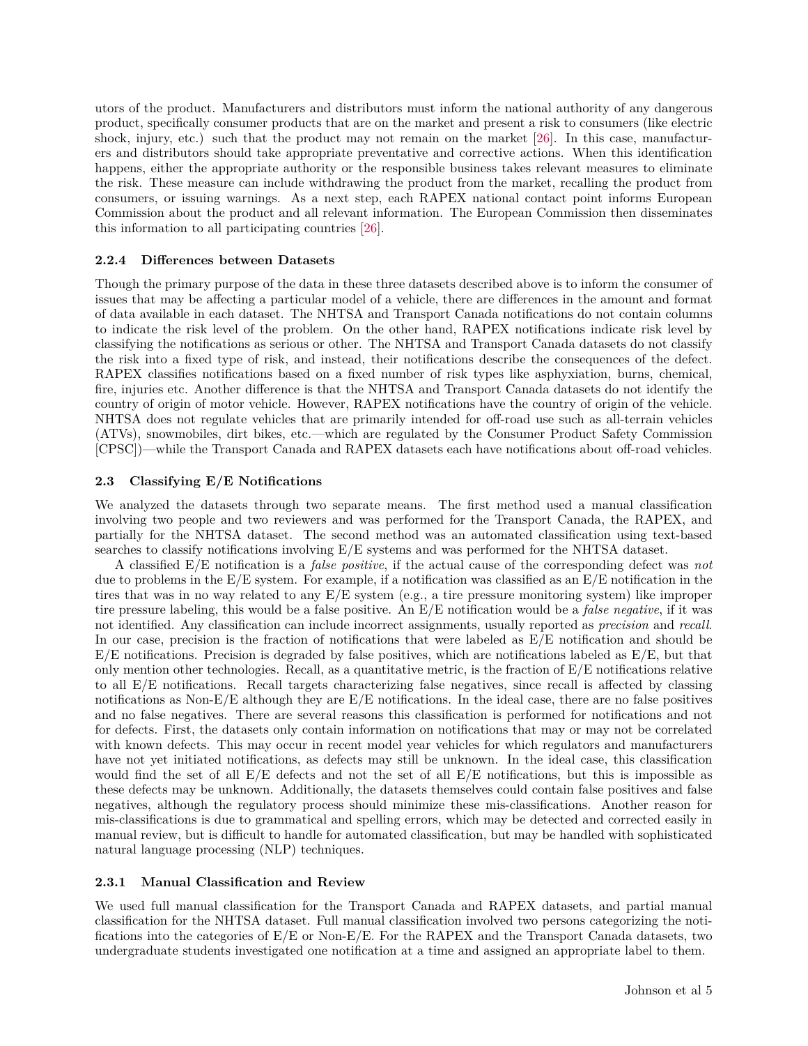utors of the product. Manufacturers and distributors must inform the national authority of any dangerous product, specifically consumer products that are on the market and present a risk to consumers (like electric shock, injury, etc.) such that the product may not remain on the market [26]. In this case, manufacturers and distributors should take appropriate preventative and corrective actions. When this identification happens, either the appropriate authority or the responsible business takes relevant measures to eliminate the risk. These measure can include withdrawing the product from the market, recalling the product from consumers, or issuing warnings. As a next step, each RAPEX national contact point informs European Commission about the product and all relevant information. The European Commission then disseminates this information to all participating countries [26].

#### 2.2.4 Differences between Datasets

Though the primary purpose of the data in these three datasets described above is to inform the consumer of issues that may be affecting a particular model of a vehicle, there are differences in the amount and format of data available in each dataset. The NHTSA and Transport Canada notifications do not contain columns to indicate the risk level of the problem. On the other hand, RAPEX notifications indicate risk level by classifying the notifications as serious or other. The NHTSA and Transport Canada datasets do not classify the risk into a fixed type of risk, and instead, their notifications describe the consequences of the defect. RAPEX classifies notifications based on a fixed number of risk types like asphyxiation, burns, chemical, fire, injuries etc. Another difference is that the NHTSA and Transport Canada datasets do not identify the country of origin of motor vehicle. However, RAPEX notifications have the country of origin of the vehicle. NHTSA does not regulate vehicles that are primarily intended for off-road use such as all-terrain vehicles (ATVs), snowmobiles, dirt bikes, etc.—which are regulated by the Consumer Product Safety Commission [CPSC])—while the Transport Canada and RAPEX datasets each have notifications about off-road vehicles.

### 2.3 Classifying E/E Notifications

We analyzed the datasets through two separate means. The first method used a manual classification involving two people and two reviewers and was performed for the Transport Canada, the RAPEX, and partially for the NHTSA dataset. The second method was an automated classification using text-based searches to classify notifications involving E/E systems and was performed for the NHTSA dataset.

A classified E/E notification is a *false positive*, if the actual cause of the corresponding defect was *not* due to problems in the E/E system. For example, if a notification was classified as an E/E notification in the tires that was in no way related to any E/E system (e.g., a tire pressure monitoring system) like improper tire pressure labeling, this would be a false positive. An E/E notification would be a *false negative*, if it was not identified. Any classification can include incorrect assignments, usually reported as *precision* and *recall*. In our case, precision is the fraction of notifications that were labeled as E/E notification and should be E/E notifications. Precision is degraded by false positives, which are notifications labeled as E/E, but that only mention other technologies. Recall, as a quantitative metric, is the fraction of E/E notifications relative to all E/E notifications. Recall targets characterizing false negatives, since recall is affected by classing notifications as Non-E/E although they are E/E notifications. In the ideal case, there are no false positives and no false negatives. There are several reasons this classification is performed for notifications and not for defects. First, the datasets only contain information on notifications that may or may not be correlated with known defects. This may occur in recent model year vehicles for which regulators and manufacturers have not yet initiated notifications, as defects may still be unknown. In the ideal case, this classification would find the set of all E/E defects and not the set of all E/E notifications, but this is impossible as these defects may be unknown. Additionally, the datasets themselves could contain false positives and false negatives, although the regulatory process should minimize these mis-classifications. Another reason for mis-classifications is due to grammatical and spelling errors, which may be detected and corrected easily in manual review, but is difficult to handle for automated classification, but may be handled with sophisticated natural language processing (NLP) techniques.

#### 2.3.1 Manual Classification and Review

We used full manual classification for the Transport Canada and RAPEX datasets, and partial manual classification for the NHTSA dataset. Full manual classification involved two persons categorizing the notifications into the categories of E/E or Non-E/E. For the RAPEX and the Transport Canada datasets, two undergraduate students investigated one notification at a time and assigned an appropriate label to them.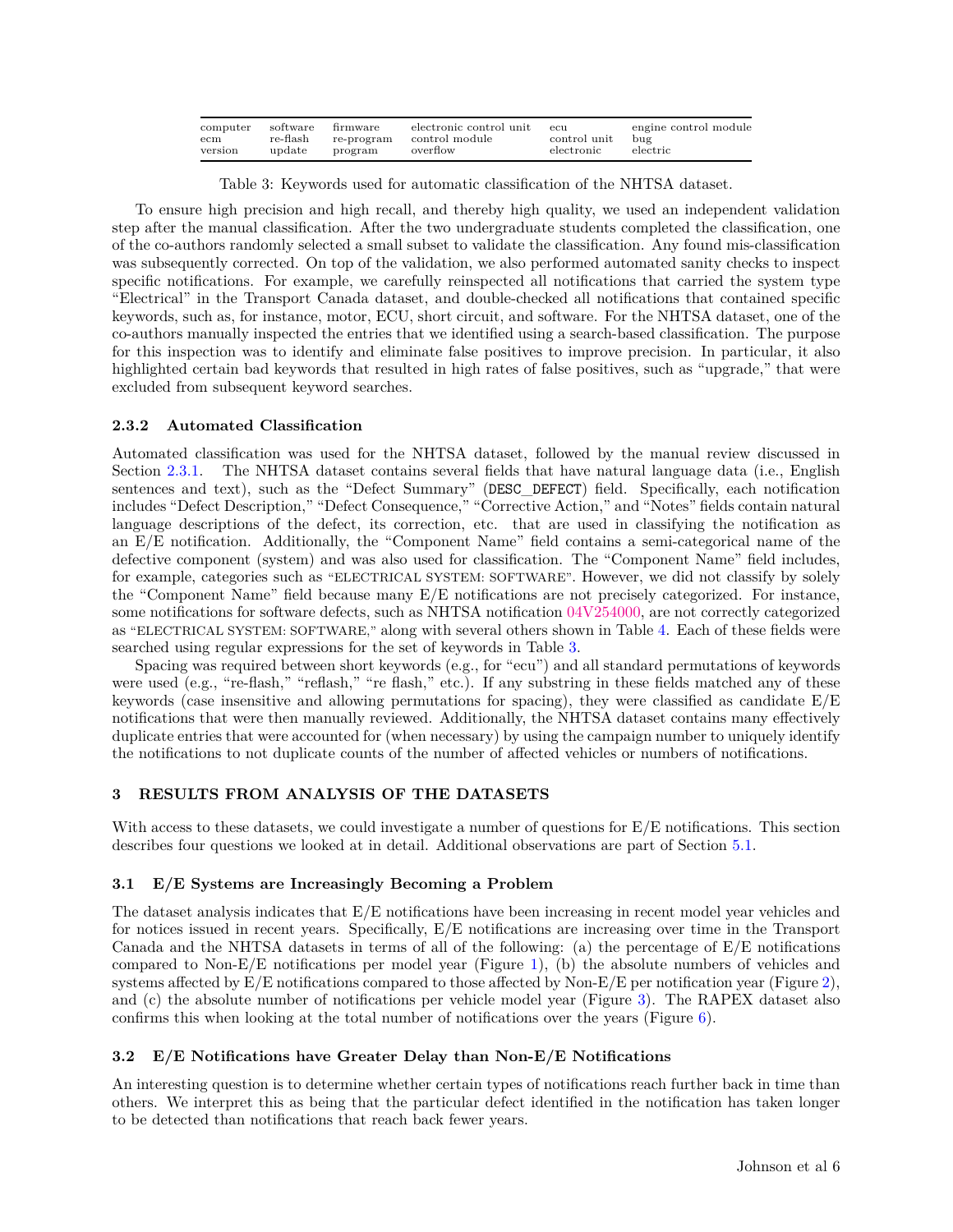| computer | software | firmware | electronic control unit | ecu | engine control module |
|---|---|---|---|---|---|
| ecm | re-flash | re-program | control module | control unit | bug |
| version | update | program | overflow | electronic | electric |

Table 3: Keywords used for automatic classification of the NHTSA dataset.

To ensure high precision and high recall, and thereby high quality, we used an independent validation step after the manual classification. After the two undergraduate students completed the classification, one of the co-authors randomly selected a small subset to validate the classification. Any found mis-classification was subsequently corrected. On top of the validation, we also performed automated sanity checks to inspect specific notifications. For example, we carefully reinspected all notifications that carried the system type "Electrical" in the Transport Canada dataset, and double-checked all notifications that contained specific keywords, such as, for instance, motor, ECU, short circuit, and software. For the NHTSA dataset, one of the co-authors manually inspected the entries that we identified using a search-based classification. The purpose for this inspection was to identify and eliminate false positives to improve precision. In particular, it also highlighted certain bad keywords that resulted in high rates of false positives, such as "upgrade," that were excluded from subsequent keyword searches.

### 2.3.2 Automated Classification

Automated classification was used for the NHTSA dataset, followed by the manual review discussed in Section 2.3.1. The NHTSA dataset contains several fields that have natural language data (i.e., English sentences and text), such as the "Defect Summary" (`DESC_DEFECT`) field. Specifically, each notification includes "Defect Description," "Defect Consequence," "Corrective Action," and "Notes" fields contain natural language descriptions of the defect, its correction, etc. that are used in classifying the notification as an E/E notification. Additionally, the "Component Name" field contains a semi-categorical name of the defective component (system) and was also used for classification. The "Component Name" field includes, for example, categories such as "ELECTRICAL SYSTEM: SOFTWARE". However, we did not classify by solely the "Component Name" field because many E/E notifications are not precisely categorized. For instance, some notifications for software defects, such as NHTSA notification 04V254000, are not correctly categorized as "ELECTRICAL SYSTEM: SOFTWARE," along with several others shown in Table 4. Each of these fields were searched using regular expressions for the set of keywords in Table 3.

Spacing was required between short keywords (e.g., for "ecu") and all standard permutations of keywords were used (e.g., "re-flash," "reflash," "re flash," etc.). If any substring in these fields matched any of these keywords (case insensitive and allowing permutations for spacing), they were classified as candidate E/E notifications that were then manually reviewed. Additionally, the NHTSA dataset contains many effectively duplicate entries that were accounted for (when necessary) by using the campaign number to uniquely identify the notifications to not duplicate counts of the number of affected vehicles or numbers of notifications.

## 3 RESULTS FROM ANALYSIS OF THE DATASETS

With access to these datasets, we could investigate a number of questions for E/E notifications. This section describes four questions we looked at in detail. Additional observations are part of Section 5.1.

### 3.1 E/E Systems are Increasingly Becoming a Problem

The dataset analysis indicates that E/E notifications have been increasing in recent model year vehicles and for notices issued in recent years. Specifically, E/E notifications are increasing over time in the Transport Canada and the NHTSA datasets in terms of all of the following: (a) the percentage of E/E notifications compared to Non-E/E notifications per model year (Figure 1), (b) the absolute numbers of vehicles and systems affected by E/E notifications compared to those affected by Non-E/E per notification year (Figure 2), and (c) the absolute number of notifications per vehicle model year (Figure 3). The RAPEX dataset also confirms this when looking at the total number of notifications over the years (Figure 6).

### 3.2 E/E Notifications have Greater Delay than Non-E/E Notifications

An interesting question is to determine whether certain types of notifications reach further back in time than others. We interpret this as being that the particular defect identified in the notification has taken longer to be detected than notifications that reach back fewer years.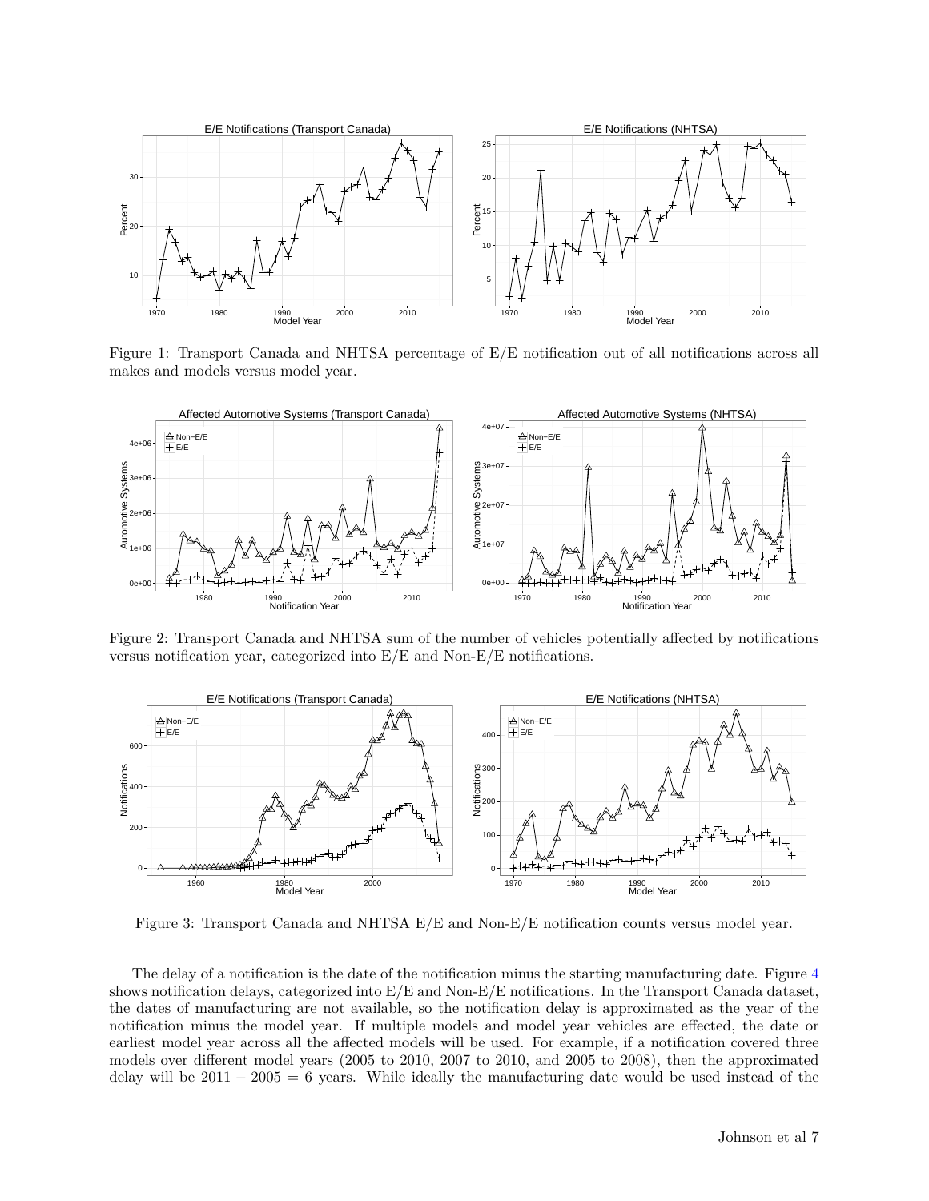Figure 1: Transport Canada and NHTSA percentage of E/E notification out of all notifications across all makes and models versus model year.

Figure 2: Transport Canada and NHTSA sum of the number of vehicles potentially affected by notifications versus notification year, categorized into E/E and Non-E/E notifications.

Figure 3: Transport Canada and NHTSA E/E and Non-E/E notification counts versus model year.

The delay of a notification is the date of the notification minus the starting manufacturing date. Figure 4 shows notification delays, categorized into E/E and Non-E/E notifications. In the Transport Canada dataset, the dates of manufacturing are not available, so the notification delay is approximated as the year of the notification minus the model year. If multiple models and model year vehicles are effected, the date or earliest model year across all the affected models will be used. For example, if a notification covered three models over different model years (2005 to 2010, 2007 to 2010, and 2005 to 2008), then the approximated delay will be $2011 - 2005 = 6$ years. While ideally the manufacturing date would be used instead of the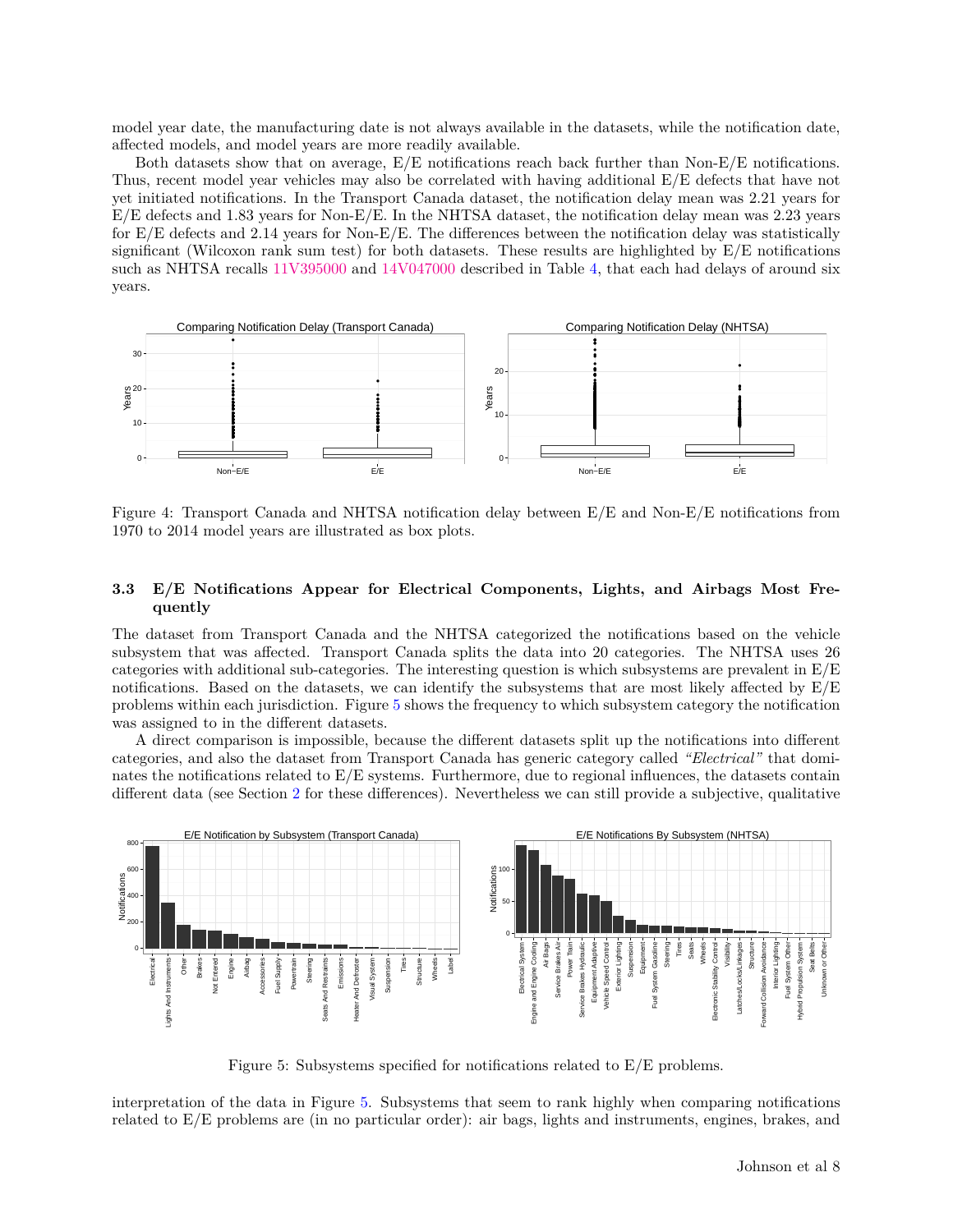model year date, the manufacturing date is not always available in the datasets, while the notification date, affected models, and model years are more readily available.

Both datasets show that on average, E/E notifications reach back further than Non-E/E notifications. Thus, recent model year vehicles may also be correlated with having additional E/E defects that have not yet initiated notifications. In the Transport Canada dataset, the notification delay mean was 2.21 years for E/E defects and 1.83 years for Non-E/E. In the NHTSA dataset, the notification delay mean was 2.23 years for E/E defects and 2.14 years for Non-E/E. The differences between the notification delay was statistically significant (Wilcoxon rank sum test) for both datasets. These results are highlighted by E/E notifications such as NHTSA recalls 11V395000 and 14V047000 described in Table 4, that each had delays of around six years.

Figure 4: Transport Canada and NHTSA notification delay between E/E and Non-E/E notifications from 1970 to 2014 model years are illustrated as box plots.

### 3.3 E/E Notifications Appear for Electrical Components, Lights, and Airbags Most Frequently

The dataset from Transport Canada and the NHTSA categorized the notifications based on the vehicle subsystem that was affected. Transport Canada splits the data into 20 categories. The NHTSA uses 26 categories with additional sub-categories. The interesting question is which subsystems are prevalent in E/E notifications. Based on the datasets, we can identify the subsystems that are most likely affected by E/E problems within each jurisdiction. Figure 5 shows the frequency to which subsystem category the notification was assigned to in the different datasets.

A direct comparison is impossible, because the different datasets split up the notifications into different categories, and also the dataset from Transport Canada has generic category called *"Electrical"* that dominates the notifications related to E/E systems. Furthermore, due to regional influences, the datasets contain different data (see Section 2 for these differences). Nevertheless we can still provide a subjective, qualitative

Figure 5: Subsystems specified for notifications related to E/E problems.

interpretation of the data in Figure 5. Subsystems that seem to rank highly when comparing notifications related to E/E problems are (in no particular order): air bags, lights and instruments, engines, brakes, and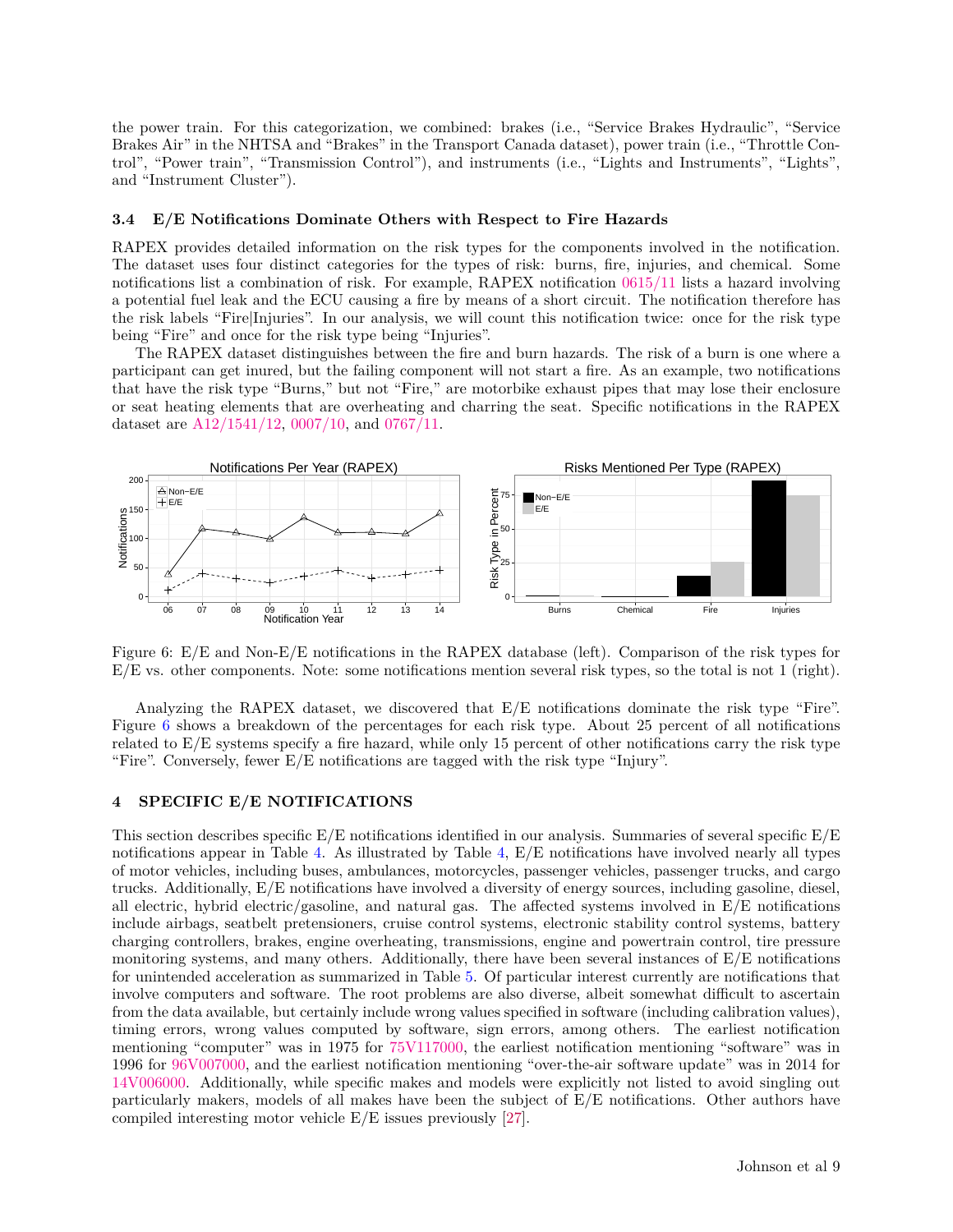the power train. For this categorization, we combined: brakes (i.e., "Service Brakes Hydraulic", "Service Brakes Air" in the NHTSA and "Brakes" in the Transport Canada dataset), power train (i.e., "Throttle Control", "Power train", "Transmission Control"), and instruments (i.e., "Lights and Instruments", "Lights", and "Instrument Cluster").

### 3.4 E/E Notifications Dominate Others with Respect to Fire Hazards

RAPEX provides detailed information on the risk types for the components involved in the notification. The dataset uses four distinct categories for the types of risk: burns, fire, injuries, and chemical. Some notifications list a combination of risk. For example, RAPEX notification 0615/11 lists a hazard involving a potential fuel leak and the ECU causing a fire by means of a short circuit. The notification therefore has the risk labels "Fire|Injuries". In our analysis, we will count this notification twice: once for the risk type being "Fire" and once for the risk type being "Injuries".

The RAPEX dataset distinguishes between the fire and burn hazards. The risk of a burn is one where a participant can get inured, but the failing component will not start a fire. As an example, two notifications that have the risk type "Burns," but not "Fire," are motorbike exhaust pipes that may lose their enclosure or seat heating elements that are overheating and charring the seat. Specific notifications in the RAPEX dataset are A12/1541/12, 0007/10, and 0767/11.

Figure 6: E/E and Non-E/E notifications in the RAPEX database (left). Comparison of the risk types for E/E vs. other components. Note: some notifications mention several risk types, so the total is not 1 (right).

Analyzing the RAPEX dataset, we discovered that E/E notifications dominate the risk type "Fire". Figure 6 shows a breakdown of the percentages for each risk type. About 25 percent of all notifications related to E/E systems specify a fire hazard, while only 15 percent of other notifications carry the risk type "Fire". Conversely, fewer E/E notifications are tagged with the risk type "Injury".

## 4 SPECIFIC E/E NOTIFICATIONS

This section describes specific E/E notifications identified in our analysis. Summaries of several specific E/E notifications appear in Table 4. As illustrated by Table 4, E/E notifications have involved nearly all types of motor vehicles, including buses, ambulances, motorcycles, passenger vehicles, passenger trucks, and cargo trucks. Additionally, E/E notifications have involved a diversity of energy sources, including gasoline, diesel, all electric, hybrid electric/gasoline, and natural gas. The affected systems involved in E/E notifications include airbags, seatbelt pretensioners, cruise control systems, electronic stability control systems, battery charging controllers, brakes, engine overheating, transmissions, engine and powertrain control, tire pressure monitoring systems, and many others. Additionally, there have been several instances of E/E notifications for unintended acceleration as summarized in Table 5. Of particular interest currently are notifications that involve computers and software. The root problems are also diverse, albeit somewhat difficult to ascertain from the data available, but certainly include wrong values specified in software (including calibration values), timing errors, wrong values computed by software, sign errors, among others. The earliest notification mentioning "computer" was in 1975 for 75V117000, the earliest notification mentioning "software" was in 1996 for 96V007000, and the earliest notification mentioning "over-the-air software update" was in 2014 for 14V006000. Additionally, while specific makes and models were explicitly not listed to avoid singling out particularly makers, models of all makes have been the subject of E/E notifications. Other authors have compiled interesting motor vehicle E/E issues previously [27].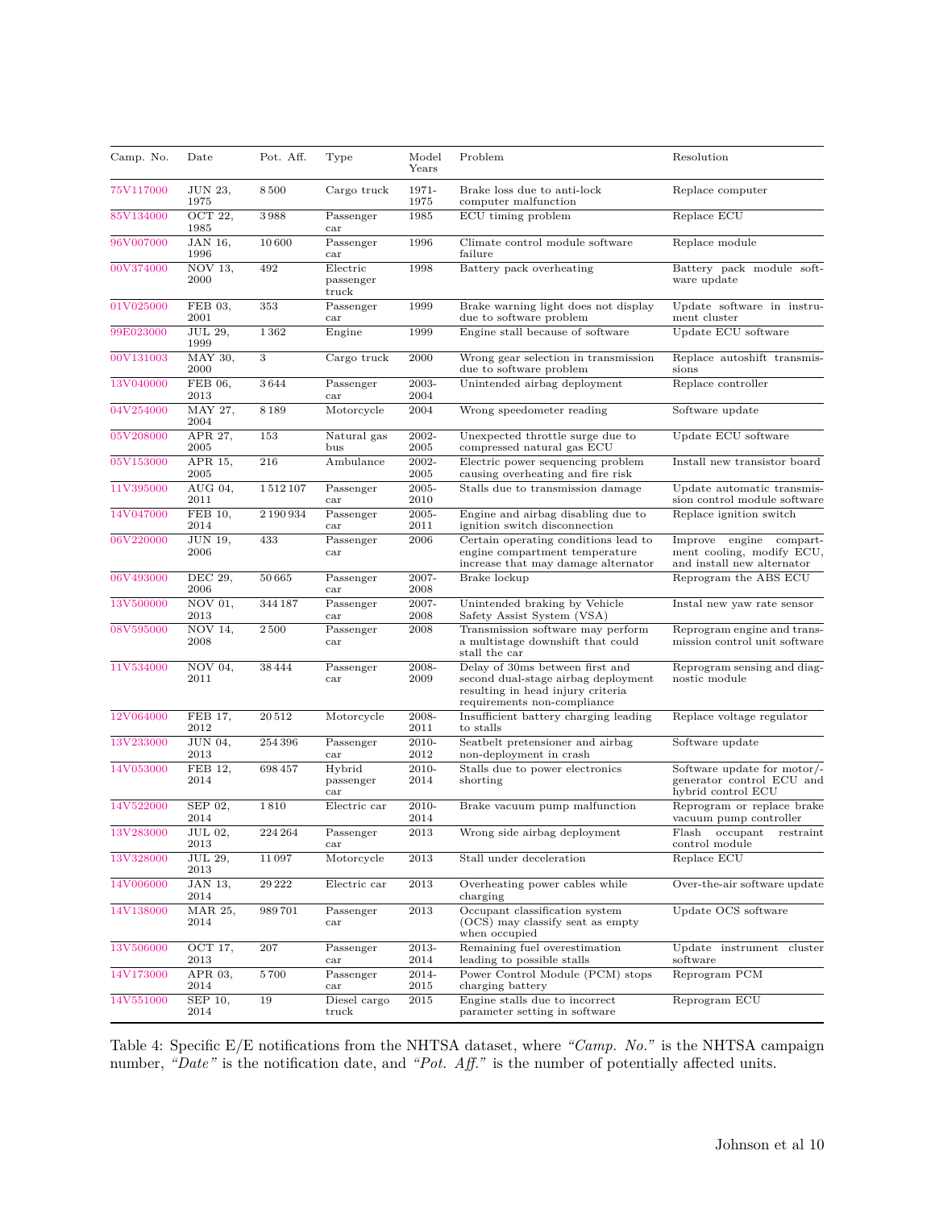| Camp. No. | Date | Pot. Aff. | Type | Model Years | Problem | Resolution |
|---|---|---|---|---|---|---|
| 75V117000 | JUN 23, 1975 | 8 500 | Cargo truck | 1971-1975 | Brake loss due to anti-lock computer malfunction | Replace computer |
| 85V134000 | OCT 22, 1985 | 3 988 | Passenger car | 1985 | ECU timing problem | Replace ECU |
| 96V007000 | JAN 16, 1996 | 10 600 | Passenger car | 1996 | Climate control module software failure | Replace module |
| 00V374000 | NOV 13, 2000 | 492 | Electric passenger truck | 1998 | Battery pack overheating | Battery pack module software update |
| 01V025000 | FEB 03, 2001 | 353 | Passenger car | 1999 | Brake warning light does not display due to software problem | Update software in instrument cluster |
| 99E023000 | JUL 29, 1999 | 1 362 | Engine | 1999 | Engine stall because of software | Update ECU software |
| 00V131003 | MAY 30, 2000 | 3 | Cargo truck | 2000 | Wrong gear selection in transmission due to software problem | Replace autoshift transmissions |
| 13V040000 | FEB 06, 2013 | 3 644 | Passenger car | 2003-2004 | Unintended airbag deployment | Replace controller |
| 04V254000 | MAY 27, 2004 | 8 189 | Motorcycle | 2004 | Wrong speedometer reading | Software update |
| 05V208000 | APR 27, 2005 | 153 | Natural gas bus | 2002-2005 | Unexpected throttle surge due to compressed natural gas ECU | Update ECU software |
| 05V153000 | APR 15, 2005 | 216 | Ambulance | 2002-2005 | Electric power sequencing problem causing overheating and fire risk | Install new transistor board |
| 11V395000 | AUG 04, 2011 | 1 512 107 | Passenger car | 2005-2010 | Stalls due to transmission damage | Update automatic transmission control module software |
| 14V047000 | FEB 10, 2014 | 2 190 934 | Passenger car | 2005-2011 | Engine and airbag disabling due to ignition switch disconnection | Replace ignition switch |
| 06V220000 | JUN 19, 2006 | 433 | Passenger car | 2006 | Certain operating conditions lead to engine compartment temperature increase that may damage alternator | Improve engine compartment cooling, modify ECU, and install new alternator |
| 06V493000 | DEC 29, 2006 | 50 665 | Passenger car | 2007-2008 | Brake lockup | Reprogram the ABS ECU |
| 13V500000 | NOV 01, 2013 | 344 187 | Passenger car | 2007-2008 | Unintended braking by Vehicle Safety Assist System (VSA) | Instal new yaw rate sensor |
| 08V595000 | NOV 14, 2008 | 2 500 | Passenger car | 2008 | Transmission software may perform a multistage downshift that could stall the car | Reprogram engine and transmission control unit software |
| 11V534000 | NOV 04, 2011 | 38 444 | Passenger car | 2008-2009 | Delay of 30ms between first and second dual-stage airbag deployment resulting in head injury criteria requirements non-compliance | Reprogram sensing and diagnostic module |
| 12V064000 | FEB 17, 2012 | 20 512 | Motorcycle | 2008-2011 | Insufficient battery charging leading to stalls | Replace voltage regulator |
| 13V233000 | JUN 04, 2013 | 254 396 | Passenger car | 2010-2012 | Seatbelt pretensioner and airbag non-deployment in crash | Software update |
| 14V053000 | FEB 12, 2014 | 698 457 | Hybrid passenger car | 2010-2014 | Stalls due to power electronics shorting | Software update for motor/-generator control ECU and hybrid control ECU |
| 14V522000 | SEP 02, 2014 | 1 810 | Electric car | 2010-2014 | Brake vacuum pump malfunction | Reprogram or replace brake vacuum pump controller |
| 13V283000 | JUL 02, 2013 | 224 264 | Passenger car | 2013 | Wrong side airbag deployment | Flash occupant restraint control module |
| 13V328000 | JUL 29, 2013 | 11 097 | Motorcycle | 2013 | Stall under deceleration | Replace ECU |
| 14V006000 | JAN 13, 2014 | 29 222 | Electric car | 2013 | Overheating power cables while charging | Over-the-air software update |
| 14V138000 | MAR 25, 2014 | 989 701 | Passenger car | 2013 | Occupant classification system (OCS) may classify seat as empty when occupied | Update OCS software |
| 13V506000 | OCT 17, 2013 | 207 | Passenger car | 2013-2014 | Remaining fuel overestimation leading to possible stalls | Update instrument cluster software |
| 14V173000 | APR 03, 2014 | 5 700 | Passenger car | 2014-2015 | Power Control Module (PCM) stops charging battery | Reprogram PCM |
| 14V551000 | SEP 10, 2014 | 19 | Diesel cargo truck | 2015 | Engine stalls due to incorrect parameter setting in software | Reprogram ECU |

Table 4: Specific E/E notifications from the NHTSA dataset, where *"Camp. No."* is the NHTSA campaign number, *"Date"* is the notification date, and *"Pot. Aff."* is the number of potentially affected units.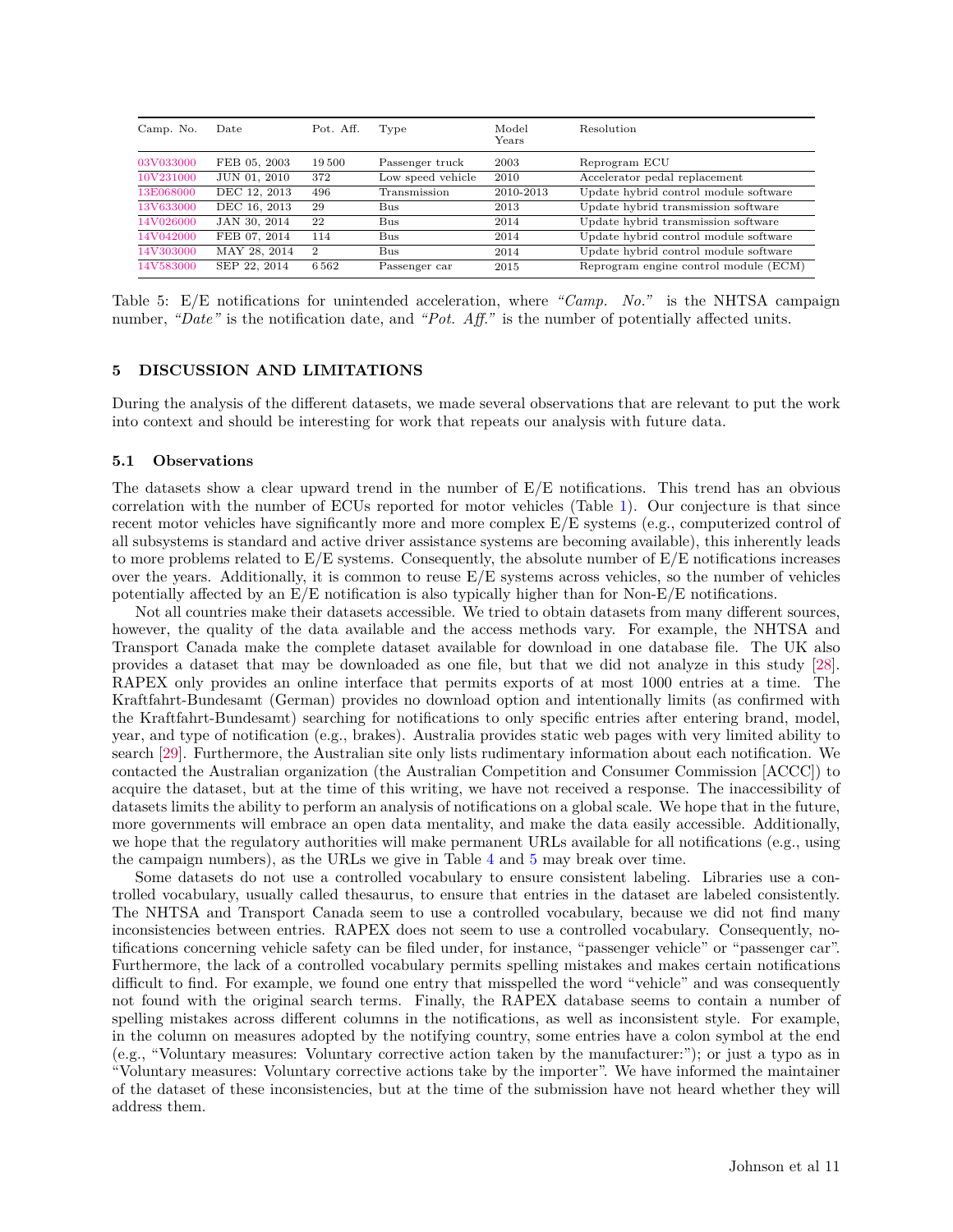| Camp. No. | Date | Pot. Aff. | Type | Model Years | Resolution |
|---|---|---|---|---|---|
| 03V033000 | FEB 05, 2003 | 19 500 | Passenger truck | 2003 | Reprogram ECU |
| 10V231000 | JUN 01, 2010 | 372 | Low speed vehicle | 2010 | Accelerator pedal replacement |
| 13E068000 | DEC 12, 2013 | 496 | Transmission | 2010-2013 | Update hybrid control module software |
| 13V633000 | DEC 16, 2013 | 29 | Bus | 2013 | Update hybrid transmission software |
| 14V026000 | JAN 30, 2014 | 22 | Bus | 2014 | Update hybrid transmission software |
| 14V042000 | FEB 07, 2014 | 114 | Bus | 2014 | Update hybrid control module software |
| 14V303000 | MAY 28, 2014 | 2 | Bus | 2014 | Update hybrid control module software |
| 14V583000 | SEP 22, 2014 | 6 562 | Passenger car | 2015 | Reprogram engine control module (ECM) |

Table 5: E/E notifications for unintended acceleration, where *"Camp. No."* is the NHTSA campaign number, *"Date"* is the notification date, and *"Pot. Aff."* is the number of potentially affected units.

## 5 DISCUSSION AND LIMITATIONS

During the analysis of the different datasets, we made several observations that are relevant to put the work into context and should be interesting for work that repeats our analysis with future data.

### 5.1 Observations

The datasets show a clear upward trend in the number of E/E notifications. This trend has an obvious correlation with the number of ECUs reported for motor vehicles (Table 1). Our conjecture is that since recent motor vehicles have significantly more and more complex E/E systems (e.g., computerized control of all subsystems is standard and active driver assistance systems are becoming available), this inherently leads to more problems related to E/E systems. Consequently, the absolute number of E/E notifications increases over the years. Additionally, it is common to reuse E/E systems across vehicles, so the number of vehicles potentially affected by an E/E notification is also typically higher than for Non-E/E notifications.

Not all countries make their datasets accessible. We tried to obtain datasets from many different sources, however, the quality of the data available and the access methods vary. For example, the NHTSA and Transport Canada make the complete dataset available for download in one database file. The UK also provides a dataset that may be downloaded as one file, but that we did not analyze in this study [28]. RAPEX only provides an online interface that permits exports of at most 1000 entries at a time. The Kraftfahrt-Bundesamt (German) provides no download option and intentionally limits (as confirmed with the Kraftfahrt-Bundesamt) searching for notifications to only specific entries after entering brand, model, year, and type of notification (e.g., brakes). Australia provides static web pages with very limited ability to search [29]. Furthermore, the Australian site only lists rudimentary information about each notification. We contacted the Australian organization (the Australian Competition and Consumer Commission [ACCC]) to acquire the dataset, but at the time of this writing, we have not received a response. The inaccessibility of datasets limits the ability to perform an analysis of notifications on a global scale. We hope that in the future, more governments will embrace an open data mentality, and make the data easily accessible. Additionally, we hope that the regulatory authorities will make permanent URLs available for all notifications (e.g., using the campaign numbers), as the URLs we give in Table 4 and 5 may break over time.

Some datasets do not use a controlled vocabulary to ensure consistent labeling. Libraries use a controlled vocabulary, usually called thesaurus, to ensure that entries in the dataset are labeled consistently. The NHTSA and Transport Canada seem to use a controlled vocabulary, because we did not find many inconsistencies between entries. RAPEX does not seem to use a controlled vocabulary. Consequently, notifications concerning vehicle safety can be filed under, for instance, "passenger vehicle" or "passenger car". Furthermore, the lack of a controlled vocabulary permits spelling mistakes and makes certain notifications difficult to find. For example, we found one entry that misspelled the word "vehicle" and was consequently not found with the original search terms. Finally, the RAPEX database seems to contain a number of spelling mistakes across different columns in the notifications, as well as inconsistent style. For example, in the column on measures adopted by the notifying country, some entries have a colon symbol at the end (e.g., "Voluntary measures: Voluntary corrective action taken by the manufacturer:"); or just a typo as in "Voluntary measures: Voluntary corrective actions take by the importer". We have informed the maintainer of the dataset of these inconsistencies, but at the time of the submission have not heard whether they will address them.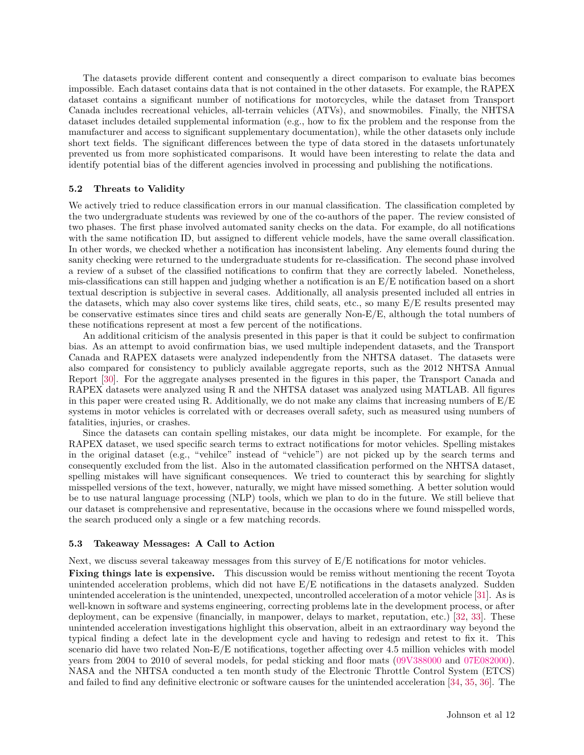The datasets provide different content and consequently a direct comparison to evaluate bias becomes impossible. Each dataset contains data that is not contained in the other datasets. For example, the RAPEX dataset contains a significant number of notifications for motorcycles, while the dataset from Transport Canada includes recreational vehicles, all-terrain vehicles (ATVs), and snowmobiles. Finally, the NHTSA dataset includes detailed supplemental information (e.g., how to fix the problem and the response from the manufacturer and access to significant supplementary documentation), while the other datasets only include short text fields. The significant differences between the type of data stored in the datasets unfortunately prevented us from more sophisticated comparisons. It would have been interesting to relate the data and identify potential bias of the different agencies involved in processing and publishing the notifications.

### 5.2 Threats to Validity

We actively tried to reduce classification errors in our manual classification. The classification completed by the two undergraduate students was reviewed by one of the co-authors of the paper. The review consisted of two phases. The first phase involved automated sanity checks on the data. For example, do all notifications with the same notification ID, but assigned to different vehicle models, have the same overall classification. In other words, we checked whether a notification has inconsistent labeling. Any elements found during the sanity checking were returned to the undergraduate students to confirm for re-classification. The second phase involved a review of a subset of the classified notifications to confirm that they are correctly labeled. Nonetheless, mis-classifications can still happen and judging whether a notification is an E/E notification based on a short textual description is subjective in several cases. Additionally, all analysis presented included all entries in the datasets, which may also cover systems like tires, child seats, etc., so many E/E results presented may be conservative estimates since tires and child seats are generally Non-E/E, although the total numbers of these notifications represent at most a few percent of the notifications.

An additional criticism of the analysis presented in this paper is that it could be subject to confirmation bias. As an attempt to avoid confirmation bias, we used multiple independent datasets, and the Transport Canada and RAPEX datasets were analyzed independently from the NHTSA dataset. The datasets were also compared for consistency to publicly available aggregate reports, such as the 2012 NHTSA Annual Report [30]. For the aggregate analyses presented in the figures in this paper, the Transport Canada and RAPEX datasets were analyzed using R and the NHTSA dataset was analyzed using MATLAB. All figures in this paper were created using R. Additionally, we do not make any claims that increasing numbers of E/E systems in motor vehicles is correlated with or decreases overall safety, such as measured using numbers of fatalities, injuries, or crashes.

Since the datasets can contain spelling mistakes, our data might be incomplete. For example, for the RAPEX dataset, we used specific search terms to extract notifications for motor vehicles. Spelling mistakes in the original dataset (e.g., "vehilce" instead of "vehicle") are not picked up by the search terms and consequently excluded from the list. Also in the automated classification performed on the NHTSA dataset, spelling mistakes will have significant consequences. We tried to counteract this by searching for slightly misspelled versions of the text, however, naturally, we might have missed something. A better solution would be to use natural language processing (NLP) tools, which we plan to do in the future. We still believe that our dataset is comprehensive and representative, because in the occasions where we found misspelled words, the search produced only a single or a few matching records.

### 5.3 Takeaway Messages: A Call to Action

Next, we discuss several takeaway messages from this survey of E/E notifications for motor vehicles.

**Fixing things late is expensive.** This discussion would be remiss without mentioning the recent Toyota unintended acceleration problems, which did not have E/E notifications in the datasets analyzed. Sudden unintended acceleration is the unintended, unexpected, uncontrolled acceleration of a motor vehicle [31]. As is well-known in software and systems engineering, correcting problems late in the development process, or after deployment, can be expensive (financially, in manpower, delays to market, reputation, etc.) [32, 33]. These unintended acceleration investigations highlight this observation, albeit in an extraordinary way beyond the typical finding a defect late in the development cycle and having to redesign and retest to fix it. This scenario did have two related Non-E/E notifications, together affecting over 4.5 million vehicles with model years from 2004 to 2010 of several models, for pedal sticking and floor mats (09V388000 and 07E082000). NASA and the NHTSA conducted a ten month study of the Electronic Throttle Control System (ETCS) and failed to find any definitive electronic or software causes for the unintended acceleration [34, 35, 36]. The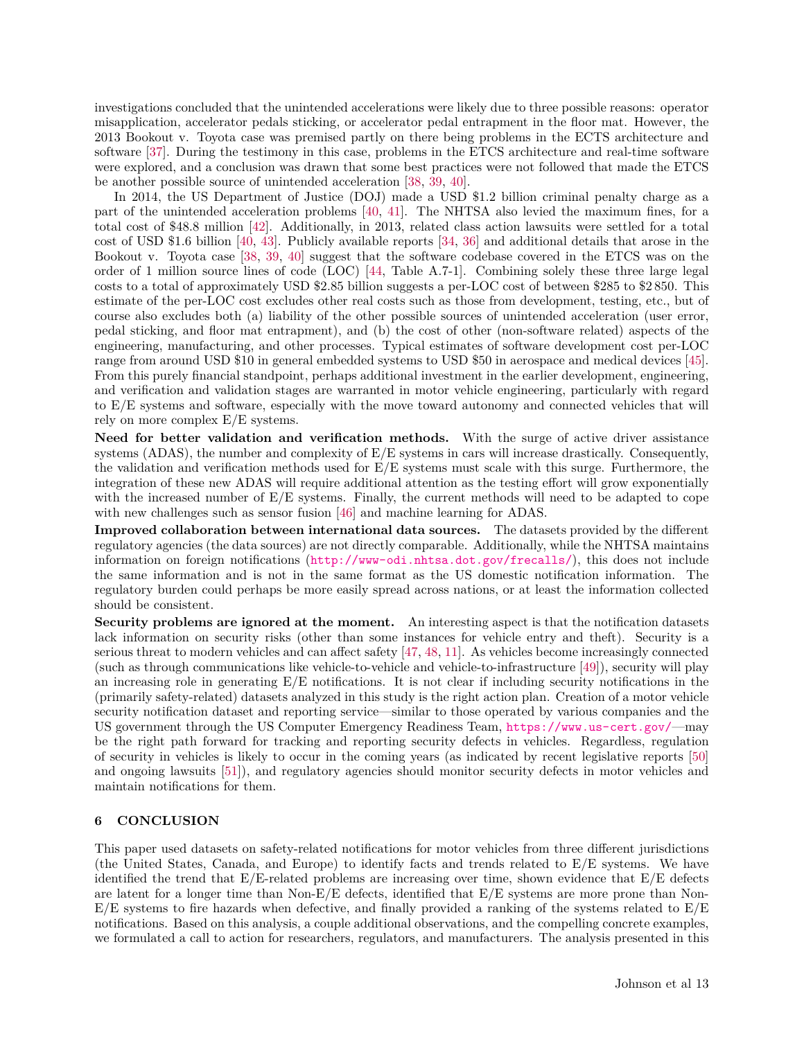investigations concluded that the unintended accelerations were likely due to three possible reasons: operator misapplication, accelerator pedals sticking, or accelerator pedal entrapment in the floor mat. However, the 2013 Bookout v. Toyota case was premised partly on there being problems in the ECTS architecture and software [37]. During the testimony in this case, problems in the ETCS architecture and real-time software were explored, and a conclusion was drawn that some best practices were not followed that made the ETCS be another possible source of unintended acceleration [38, 39, 40].

In 2014, the US Department of Justice (DOJ) made a USD $1.2 billion criminal penalty charge as a part of the unintended acceleration problems [40, 41]. The NHTSA also levied the maximum fines, for a total cost of $48.8 million [42]. Additionally, in 2013, related class action lawsuits were settled for a total cost of USD $1.6 billion [40, 43]. Publicly available reports [34, 36] and additional details that arose in the Bookout v. Toyota case [38, 39, 40] suggest that the software codebase covered in the ETCS was on the order of 1 million source lines of code (LOC) [44, Table A.7-1]. Combining solely these three large legal costs to a total of approximately USD $2.85 billion suggests a per-LOC cost of between $285 to $2 850. This estimate of the per-LOC cost excludes other real costs such as those from development, testing, etc., but of course also excludes both (a) liability of the other possible sources of unintended acceleration (user error, pedal sticking, and floor mat entrapment), and (b) the cost of other (non-software related) aspects of the engineering, manufacturing, and other processes. Typical estimates of software development cost per-LOC range from around USD $10 in general embedded systems to USD $50 in aerospace and medical devices [45]. From this purely financial standpoint, perhaps additional investment in the earlier development, engineering, and verification and validation stages are warranted in motor vehicle engineering, particularly with regard to E/E systems and software, especially with the move toward autonomy and connected vehicles that will rely on more complex E/E systems.

**Need for better validation and verification methods.** With the surge of active driver assistance systems (ADAS), the number and complexity of E/E systems in cars will increase drastically. Consequently, the validation and verification methods used for E/E systems must scale with this surge. Furthermore, the integration of these new ADAS will require additional attention as the testing effort will grow exponentially with the increased number of E/E systems. Finally, the current methods will need to be adapted to cope with new challenges such as sensor fusion [46] and machine learning for ADAS.

**Improved collaboration between international data sources.** The datasets provided by the different regulatory agencies (the data sources) are not directly comparable. Additionally, while the NHTSA maintains information on foreign notifications (http://www-odi.nhtsa.dot.gov/frecalls/), this does not include the same information and is not in the same format as the US domestic notification information. The regulatory burden could perhaps be more easily spread across nations, or at least the information collected should be consistent.

**Security problems are ignored at the moment.** An interesting aspect is that the notification datasets lack information on security risks (other than some instances for vehicle entry and theft). Security is a serious threat to modern vehicles and can affect safety [47, 48, 11]. As vehicles become increasingly connected (such as through communications like vehicle-to-vehicle and vehicle-to-infrastructure [49]), security will play an increasing role in generating E/E notifications. It is not clear if including security notifications in the (primarily safety-related) datasets analyzed in this study is the right action plan. Creation of a motor vehicle security notification dataset and reporting service—similar to those operated by various companies and the US government through the US Computer Emergency Readiness Team, https://www.us-cert.gov/—may be the right path forward for tracking and reporting security defects in vehicles. Regardless, regulation of security in vehicles is likely to occur in the coming years (as indicated by recent legislative reports [50] and ongoing lawsuits [51]), and regulatory agencies should monitor security defects in motor vehicles and maintain notifications for them.

## 6 CONCLUSION

This paper used datasets on safety-related notifications for motor vehicles from three different jurisdictions (the United States, Canada, and Europe) to identify facts and trends related to E/E systems. We have identified the trend that E/E-related problems are increasing over time, shown evidence that E/E defects are latent for a longer time than Non-E/E defects, identified that E/E systems are more prone than Non-E/E systems to fire hazards when defective, and finally provided a ranking of the systems related to E/E notifications. Based on this analysis, a couple additional observations, and the compelling concrete examples, we formulated a call to action for researchers, regulators, and manufacturers. The analysis presented in this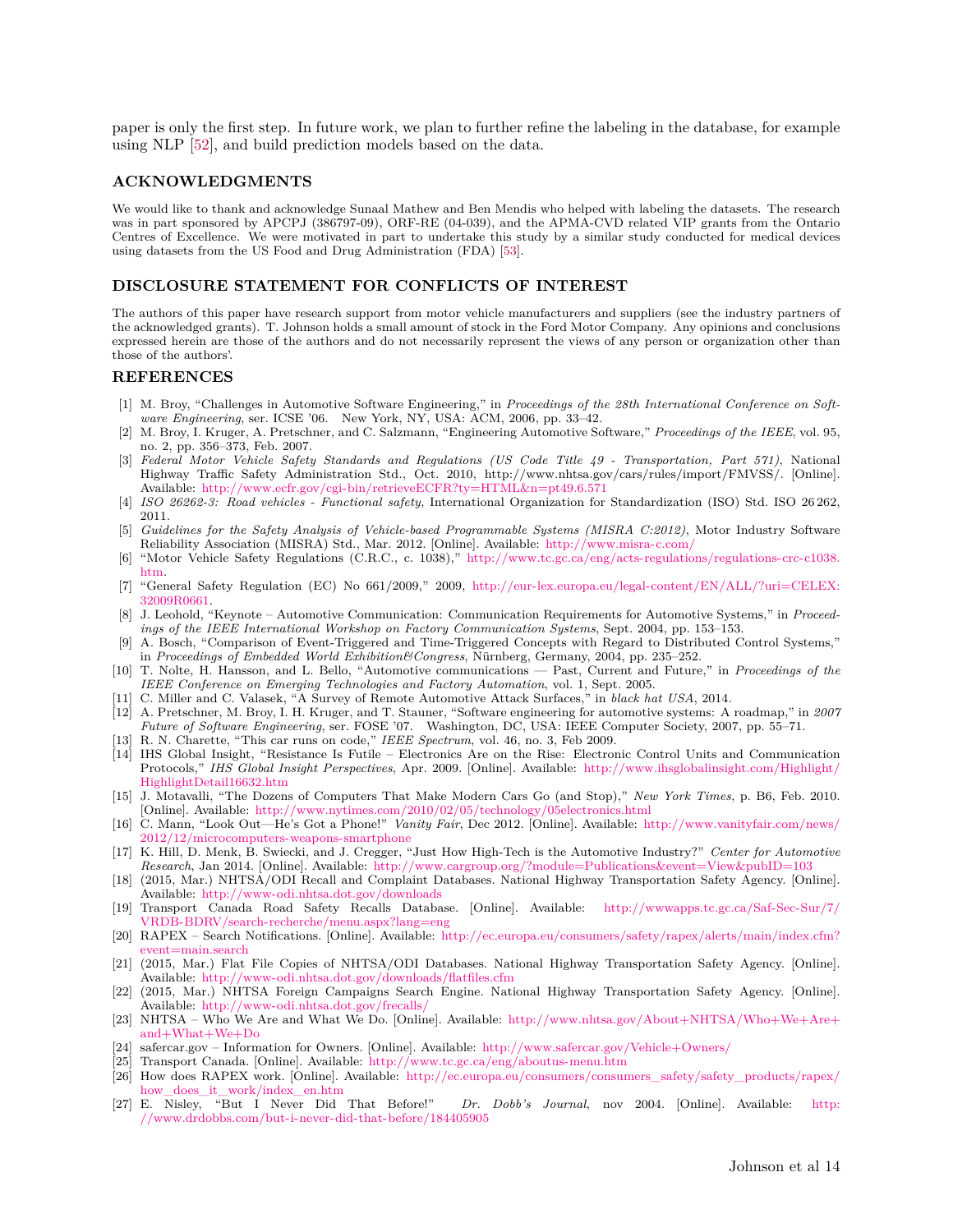paper is only the first step. In future work, we plan to further refine the labeling in the database, for example using NLP [52], and build prediction models based on the data.

## ACKNOWLEDGMENTS

We would like to thank and acknowledge Sunaal Mathew and Ben Mendis who helped with labeling the datasets. The research was in part sponsored by APCPJ (386797-09), ORF-RE (04-039), and the APMA-CVD related VIP grants from the Ontario Centres of Excellence. We were motivated in part to undertake this study by a similar study conducted for medical devices using datasets from the US Food and Drug Administration (FDA) [53].

## DISCLOSURE STATEMENT FOR CONFLICTS OF INTEREST

The authors of this paper have research support from motor vehicle manufacturers and suppliers (see the industry partners of the acknowledged grants). T. Johnson holds a small amount of stock in the Ford Motor Company. Any opinions and conclusions expressed herein are those of the authors and do not necessarily represent the views of any person or organization other than those of the authors'.

## REFERENCES

[1] M. Broy, "Challenges in Automotive Software Engineering," in *Proceedings of the 28th International Conference on Software Engineering*, ser. ICSE '06. New York, NY, USA: ACM, 2006, pp. 33–42.

[2] M. Broy, I. Kruger, A. Pretschner, and C. Salzmann, "Engineering Automotive Software," *Proceedings of the IEEE*, vol. 95, no. 2, pp. 356–373, Feb. 2007.

[3] *Federal Motor Vehicle Safety Standards and Regulations (US Code Title 49 - Transportation, Part 571)*, National Highway Traffic Safety Administration Std., Oct. 2010, http://www.nhtsa.gov/cars/rules/import/FMVSS/. [Online]. Available: http://www.ecfr.gov/cgi-bin/retrieveECFR?ty=HTML&n=pt49.6.571

[4] *ISO 26262-3: Road vehicles - Functional safety*, International Organization for Standardization (ISO) Std. ISO 26 262, 2011.

[5] *Guidelines for the Safety Analysis of Vehicle-based Programmable Systems (MISRA C:2012)*, Motor Industry Software Reliability Association (MISRA) Std., Mar. 2012. [Online]. Available: http://www.misra-c.com/

[6] "Motor Vehicle Safety Regulations (C.R.C., c. 1038)," http://www.tc.gc.ca/eng/acts-regulations/regulations-crc-c1038.htm.

[7] "General Safety Regulation (EC) No 661/2009," 2009, http://eur-lex.europa.eu/legal-content/EN/ALL/?uri=CELEX:32009R0661.

[8] J. Leohold, "Keynote – Automotive Communication: Communication Requirements for Automotive Systems," in *Proceedings of the IEEE International Workshop on Factory Communication Systems*, Sept. 2004, pp. 153–153.

[9] A. Bosch, "Comparison of Event-Triggered and Time-Triggered Concepts with Regard to Distributed Control Systems," in *Proceedings of Embedded World Exhibition&Congress*, Nürnberg, Germany, 2004, pp. 235–252.

[10] T. Nolte, H. Hansson, and L. Bello, "Automotive communications — Past, Current and Future," in *Proceedings of the IEEE Conference on Emerging Technologies and Factory Automation*, vol. 1, Sept. 2005.

[11] C. Miller and C. Valasek, "A Survey of Remote Automotive Attack Surfaces," in *black hat USA*, 2014.

[12] A. Pretschner, M. Broy, I. H. Kruger, and T. Stauner, "Software engineering for automotive systems: A roadmap," in *2007 Future of Software Engineering*, ser. FOSE '07. Washington, DC, USA: IEEE Computer Society, 2007, pp. 55–71.

[13] R. N. Charette, "This car runs on code," *IEEE Spectrum*, vol. 46, no. 3, Feb 2009.

[14] IHS Global Insight, "Resistance Is Futile – Electronics Are on the Rise: Electronic Control Units and Communication Protocols," *IHS Global Insight Perspectives*, Apr. 2009. [Online]. Available: http://www.ihsglobalinsight.com/Highlight/HighlightDetail16632.htm

[15] J. Motavalli, "The Dozens of Computers That Make Modern Cars Go (and Stop)," *New York Times*, p. B6, Feb. 2010. [Online]. Available: http://www.nytimes.com/2010/02/05/technology/05electronics.html

[16] C. Mann, "Look Out—He's Got a Phone!" *Vanity Fair*, Dec 2012. [Online]. Available: http://www.vanityfair.com/news/2012/12/microcomputers-weapons-smartphone

[17] K. Hill, D. Menk, B. Swiecki, and J. Cregger, "Just How High-Tech is the Automotive Industry?" *Center for Automotive Research*, Jan 2014. [Online]. Available: http://www.cargroup.org/?module=Publications&event=View&pubID=103

[18] (2015, Mar.) NHTSA/ODI Recall and Complaint Databases. National Highway Transportation Safety Agency. [Online]. Available: http://www-odi.nhtsa.dot.gov/downloads

[19] Transport Canada Road Safety Recalls Database. [Online]. Available: http://wwwapps.tc.gc.ca/Saf-Sec-Sur/7/VRDB-BDRV/search-recherche/menu.aspx?lang=eng

[20] RAPEX – Search Notifications. [Online]. Available: http://ec.europa.eu/consumers/safety/rapex/alerts/main/index.cfm?event=main.search

[21] (2015, Mar.) Flat File Copies of NHTSA/ODI Databases. National Highway Transportation Safety Agency. [Online]. Available: http://www-odi.nhtsa.dot.gov/downloads/flatfiles.cfm

[22] (2015, Mar.) NHTSA Foreign Campaigns Search Engine. National Highway Transportation Safety Agency. [Online]. Available: http://www-odi.nhtsa.dot.gov/frecalls/

[23] NHTSA – Who We Are and What We Do. [Online]. Available: http://www.nhtsa.gov/About+NHTSA/Who+We+Are+and+What+We+Do

[24] safercar.gov – Information for Owners. [Online]. Available: http://www.safercar.gov/Vehicle+Owners/

[25] Transport Canada. [Online]. Available: http://www.tc.gc.ca/eng/aboutus-menu.htm

[26] How does RAPEX work. [Online]. Available: http://ec.europa.eu/consumers/consumers_safety/safety_products/rapex/how_does_it_work/index_en.htm

[27] E. Nisley, "But I Never Did That Before!" *Dr. Dobb's Journal*, nov 2004. [Online]. Available: http://www.drdobbs.com/but-i-never-did-that-before/184405905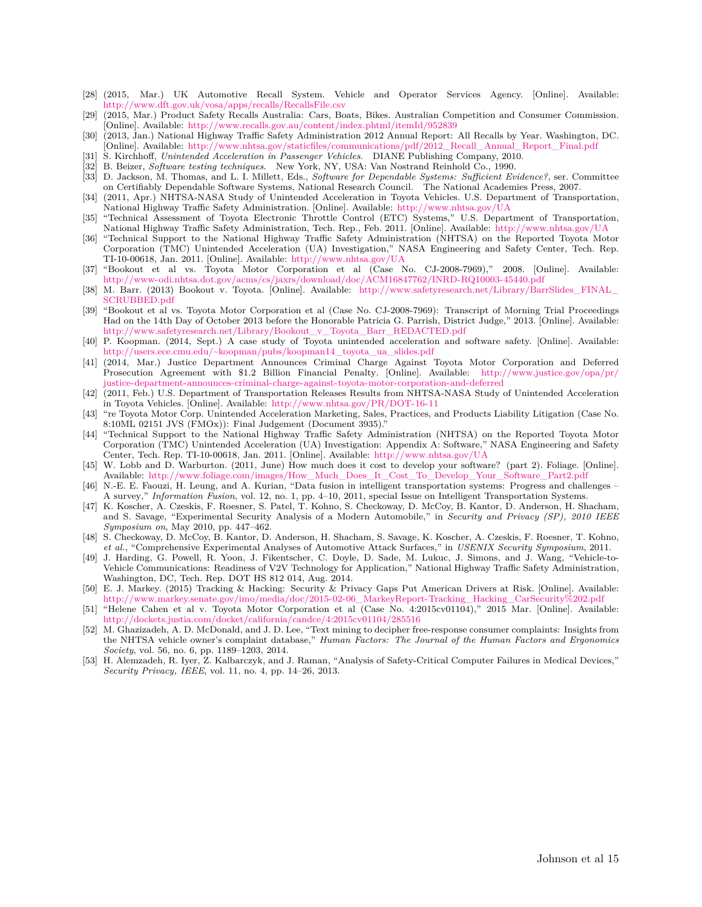[28] (2015, Mar.) UK Automotive Recall System. Vehicle and Operator Services Agency. [Online]. Available: http://www.dft.gov.uk/vosa/apps/recalls/RecallsFile.csv

[29] (2015, Mar.) Product Safety Recalls Australia: Cars, Boats, Bikes. Australian Competition and Consumer Commission. [Online]. Available: http://www.recalls.gov.au/content/index.phtml/itemId/952839

[30] (2013, Jan.) National Highway Traffic Safety Administration 2012 Annual Report: All Recalls by Year. Washington, DC. [Online]. Available: http://www.nhtsa.gov/staticfiles/communications/pdf/2012_Recall_Annual_Report_Final.pdf

[31] S. Kirchhoff, *Unintended Acceleration in Passenger Vehicles*. DIANE Publishing Company, 2010.

[32] B. Beizer, *Software testing techniques*. New York, NY, USA: Van Nostrand Reinhold Co., 1990.

[33] D. Jackson, M. Thomas, and L. I. Millett, Eds., *Software for Dependable Systems: Sufficient Evidence?*, ser. Committee on Certifiably Dependable Software Systems, National Research Council. The National Academies Press, 2007.

[34] (2011, Apr.) NHTSA-NASA Study of Unintended Acceleration in Toyota Vehicles. U.S. Department of Transportation, National Highway Traffic Safety Administration. [Online]. Available: http://www.nhtsa.gov/UA

[35] "Technical Assessment of Toyota Electronic Throttle Control (ETC) Systems," U.S. Department of Transportation, National Highway Traffic Safety Administration, Tech. Rep., Feb. 2011. [Online]. Available: http://www.nhtsa.gov/UA

[36] "Technical Support to the National Highway Traffic Safety Administration (NHTSA) on the Reported Toyota Motor Corporation (TMC) Unintended Acceleration (UA) Investigation," NASA Engineering and Safety Center, Tech. Rep. TI-10-00618, Jan. 2011. [Online]. Available: http://www.nhtsa.gov/UA

[37] "Bookout et al vs. Toyota Motor Corporation et al (Case No. CJ-2008-7969)," 2008. [Online]. Available: http://www-odi.nhtsa.dot.gov/acms/cs/jaxrs/download/doc/ACM16847762/INRD-RQ10003-45440.pdf

[38] M. Barr. (2013) Bookout v. Toyota. [Online]. Available: http://www.safetyresearch.net/Library/BarrSlides_FINAL_SCRUBBED.pdf

[39] "Bookout et al vs. Toyota Motor Corporation et al (Case No. CJ-2008-7969): Transcript of Morning Trial Proceedings Had on the 14th Day of October 2013 before the Honorable Patricia G. Parrish, District Judge," 2013. [Online]. Available: http://www.safetyresearch.net/Library/Bookout_v_Toyota_Barr_REDACTED.pdf

[40] P. Koopman. (2014, Sept.) A case study of Toyota unintended acceleration and software safety. [Online]. Available: http://users.ece.cmu.edu/~koopman/pubs/koopman14_toyota_ua_slides.pdf

[41] (2014, Mar.) Justice Department Announces Criminal Charge Against Toyota Motor Corporation and Deferred Prosecution Agreement with $1.2 Billion Financial Penalty. [Online]. Available: http://www.justice.gov/opa/pr/justice-department-announces-criminal-charge-against-toyota-motor-corporation-and-deferred

[42] (2011, Feb.) U.S. Department of Transportation Releases Results from NHTSA-NASA Study of Unintended Acceleration in Toyota Vehicles. [Online]. Available: http://www.nhtsa.gov/PR/DOT-16-11

[43] "re Toyota Motor Corp. Unintended Acceleration Marketing, Sales, Practices, and Products Liability Litigation (Case No. 8:10ML 02151 JVS (FMOx)): Final Judgement (Document 3935)."

[44] "Technical Support to the National Highway Traffic Safety Administration (NHTSA) on the Reported Toyota Motor Corporation (TMC) Unintended Acceleration (UA) Investigation: Appendix A: Software," NASA Engineering and Safety Center, Tech. Rep. TI-10-00618, Jan. 2011. [Online]. Available: http://www.nhtsa.gov/UA

[45] W. Lobb and D. Warburton. (2011, June) How much does it cost to develop your software? (part 2). Foliage. [Online]. Available: http://www.foliage.com/images/How_Much_Does_It_Cost_To_Develop_Your_Software_Part2.pdf

[46] N.-E. E. Faouzi, H. Leung, and A. Kurian, "Data fusion in intelligent transportation systems: Progress and challenges – A survey," *Information Fusion*, vol. 12, no. 1, pp. 4–10, 2011, special Issue on Intelligent Transportation Systems.

[47] K. Koscher, A. Czeskis, F. Roesner, S. Patel, T. Kohno, S. Checkoway, D. McCoy, B. Kantor, D. Anderson, H. Shacham, and S. Savage, "Experimental Security Analysis of a Modern Automobile," in *Security and Privacy (SP), 2010 IEEE Symposium on*, May 2010, pp. 447–462.

[48] S. Checkoway, D. McCoy, B. Kantor, D. Anderson, H. Shacham, S. Savage, K. Koscher, A. Czeskis, F. Roesner, T. Kohno, *et al.*, "Comprehensive Experimental Analyses of Automotive Attack Surfaces," in *USENIX Security Symposium*, 2011.

[49] J. Harding, G. Powell, R. Yoon, J. Fikentscher, C. Doyle, D. Sade, M. Lukuc, J. Simons, and J. Wang, "Vehicle-to-Vehicle Communications: Readiness of V2V Technology for Application," National Highway Traffic Safety Administration, Washington, DC, Tech. Rep. DOT HS 812 014, Aug. 2014.

[50] E. J. Markey. (2015) Tracking & Hacking: Security & Privacy Gaps Put American Drivers at Risk. [Online]. Available: http://www.markey.senate.gov/imo/media/doc/2015-02-06_MarkeyReport-Tracking_Hacking_CarSecurity%202.pdf

[51] "Helene Cahen et al v. Toyota Motor Corporation et al (Case No. 4:2015cv01104)," 2015 Mar. [Online]. Available: http://dockets.justia.com/docket/california/candce/4:2015cv01104/285516

[52] M. Ghazizadeh, A. D. McDonald, and J. D. Lee, "Text mining to decipher free-response consumer complaints: Insights from the NHTSA vehicle owner's complaint database," *Human Factors: The Journal of the Human Factors and Ergonomics Society*, vol. 56, no. 6, pp. 1189–1203, 2014.

[53] H. Alemzadeh, R. Iyer, Z. Kalbarczyk, and J. Raman, "Analysis of Safety-Critical Computer Failures in Medical Devices," *Security Privacy, IEEE*, vol. 11, no. 4, pp. 14–26, 2013.